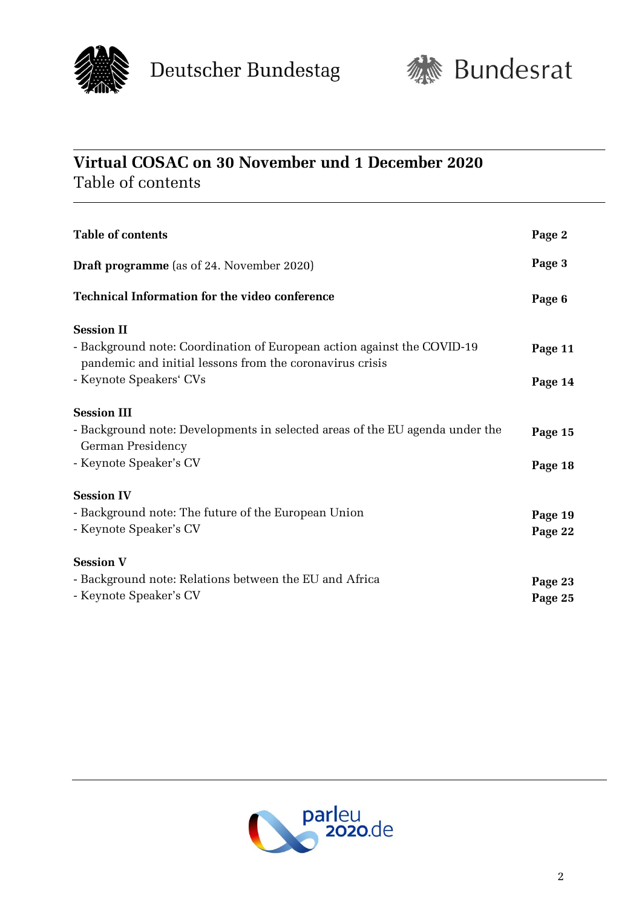Deutscher Bundestag Bundesrat

# Virtual COSAC on 30 November und 1 December 2020

Table of contents

| | |
|---|---|
| **Table of contents** | **Page 2** |
| **Draft programme** (as of 24. November 2020) | **Page 3** |
| **Technical Information for the video conference** | **Page 6** |
| **Session II** | |
| - Background note: Coordination of European action against the COVID-19 pandemic and initial lessons from the coronavirus crisis | **Page 11** |
| - Keynote Speakers' CVs | **Page 14** |
| **Session III** | |
| - Background note: Developments in selected areas of the EU agenda under the German Presidency | **Page 15** |
| - Keynote Speaker's CV | **Page 18** |
| **Session IV** | |
| - Background note: The future of the European Union | **Page 19** |
| - Keynote Speaker's CV | **Page 22** |
| **Session V** | |
| - Background note: Relations between the EU and Africa | **Page 23** |
| - Keynote Speaker's CV | **Page 25** |

parleu 2020.de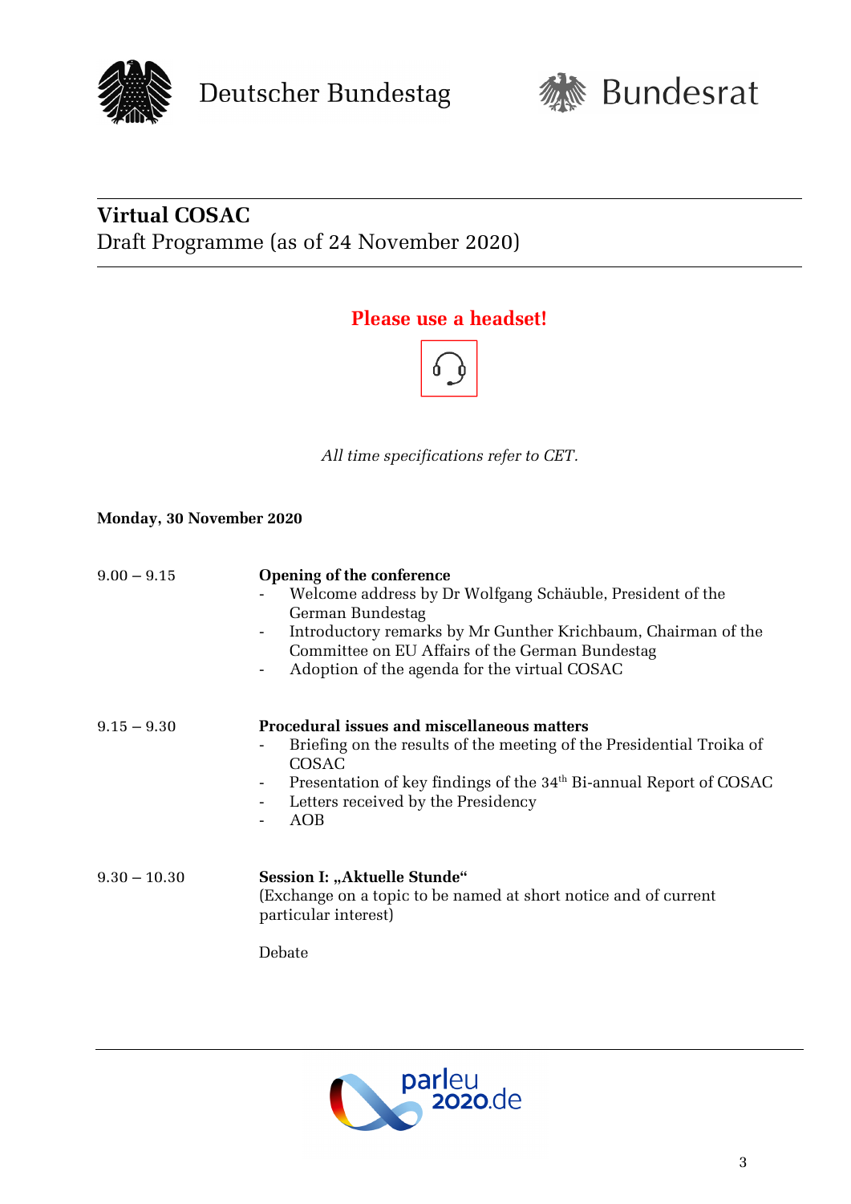Deutscher Bundestag | Bundesrat

## Virtual COSAC

Draft Programme (as of 24 November 2020)

**Please use a headset!**

*All time specifications refer to CET.*

**Monday, 30 November 2020**

9.00 – 9.15

**Opening of the conference**

- Welcome address by Dr Wolfgang Schäuble, President of the German Bundestag
- Introductory remarks by Mr Gunther Krichbaum, Chairman of the Committee on EU Affairs of the German Bundestag
- Adoption of the agenda for the virtual COSAC

9.15 – 9.30

**Procedural issues and miscellaneous matters**

- Briefing on the results of the meeting of the Presidential Troika of COSAC
- Presentation of key findings of the 34th Bi-annual Report of COSAC
- Letters received by the Presidency
- AOB

9.30 – 10.30

**Session I: „Aktuelle Stunde"**

(Exchange on a topic to be named at short notice and of current particular interest)

Debate

parleu 2020.de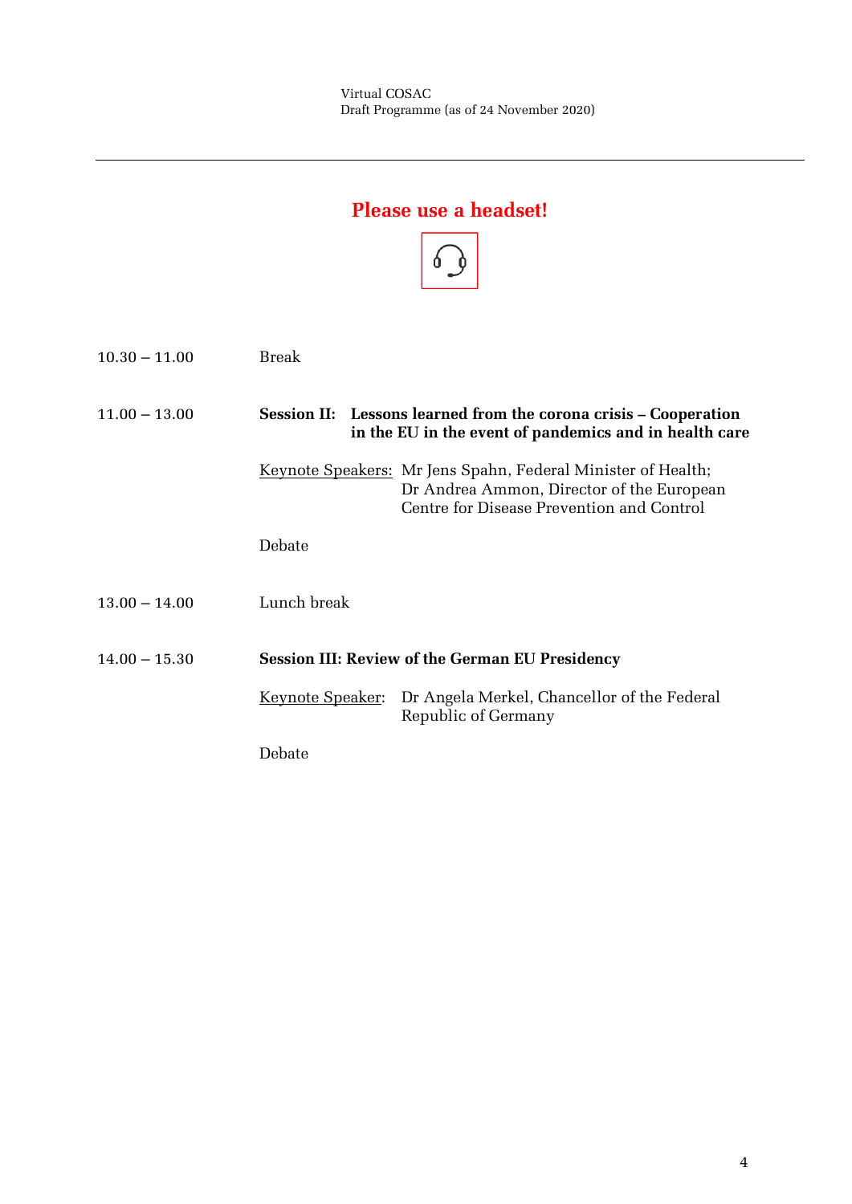**Please use a headset!**

| | |
|---|---|
| 10.30 – 11.00 | Break |
| 11.00 – 13.00 | **Session II: Lessons learned from the corona crisis – Cooperation in the EU in the event of pandemics and in health care** |
| | Keynote Speakers: Mr Jens Spahn, Federal Minister of Health; Dr Andrea Ammon, Director of the European Centre for Disease Prevention and Control |
| | Debate |
| 13.00 – 14.00 | Lunch break |
| 14.00 – 15.30 | **Session III: Review of the German EU Presidency** |
| | Keynote Speaker: Dr Angela Merkel, Chancellor of the Federal Republic of Germany |
| | Debate |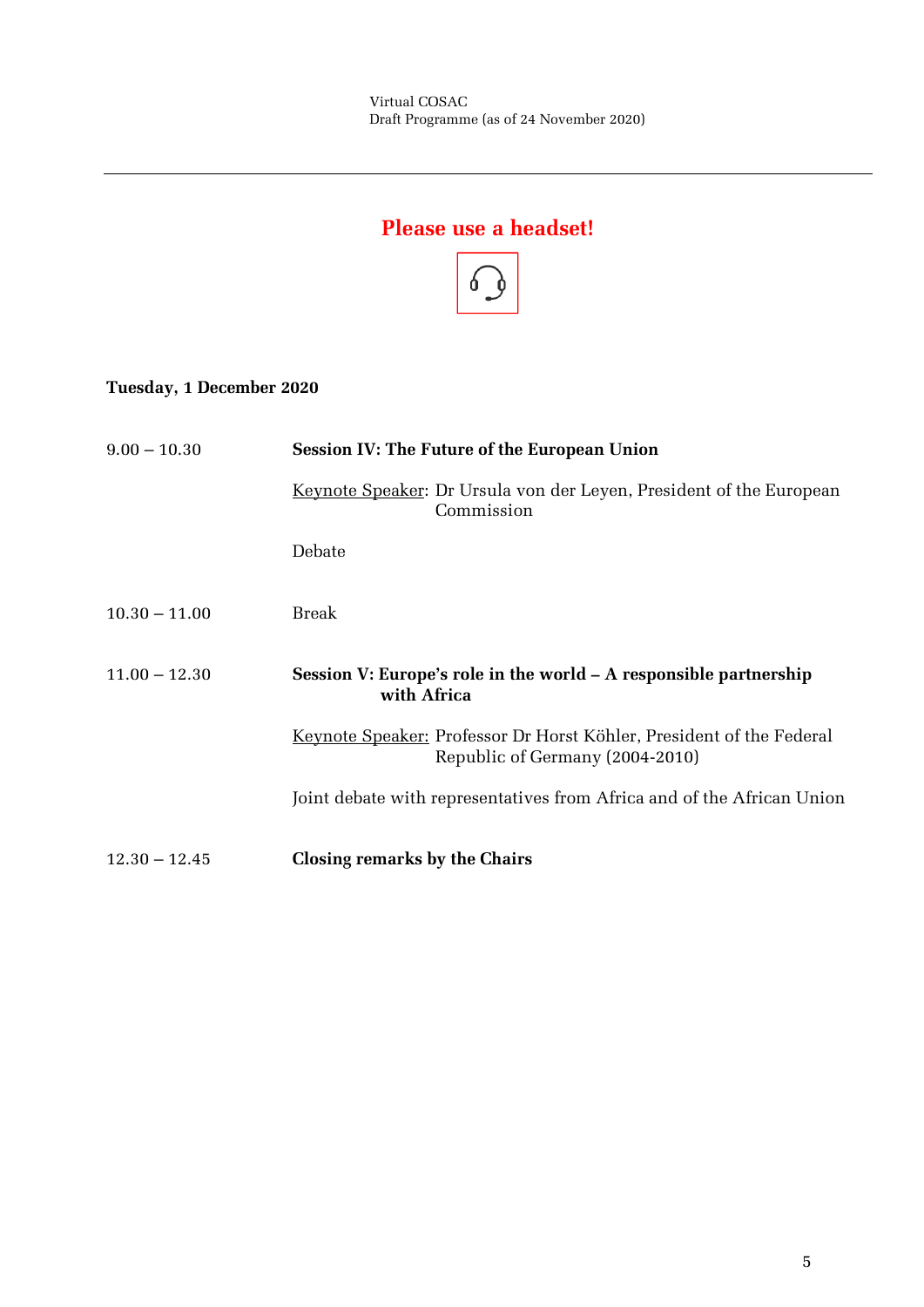**Please use a headset!**

**Tuesday, 1 December 2020**

| | |
|---|---|
| 9.00 – 10.30 | **Session IV: The Future of the European Union** |
| | Keynote Speaker: Dr Ursula von der Leyen, President of the European Commission |
| | Debate |
| 10.30 – 11.00 | Break |
| 11.00 – 12.30 | **Session V: Europe's role in the world – A responsible partnership with Africa** |
| | Keynote Speaker: Professor Dr Horst Köhler, President of the Federal Republic of Germany (2004-2010) |
| | Joint debate with representatives from Africa and of the African Union |
| 12.30 – 12.45 | **Closing remarks by the Chairs** |